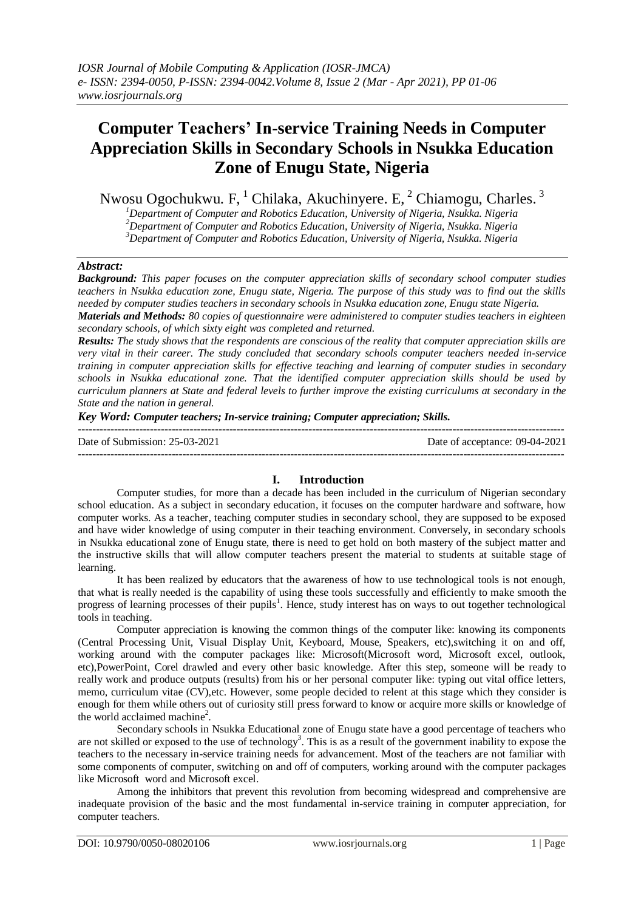# Computer Teachers' In-service Training Needs in Computer Appreciation Skills in Secondary Schools in Nsukka Education Zone of Enugu State, Nigeria

Nwosu Ogochukwu. F, [1] Chilaka, Akuchinyere. E, [2] Chiamogu, Charles. [3]

[1]Department of Computer and Robotics Education, University of Nigeria, Nsukka. Nigeria
[2]Department of Computer and Robotics Education, University of Nigeria, Nsukka. Nigeria
[3]Department of Computer and Robotics Education, University of Nigeria, Nsukka. Nigeria

***Abstract:***

***Background:*** *This paper focuses on the computer appreciation skills of secondary school computer studies teachers in Nsukka education zone, Enugu state, Nigeria. The purpose of this study was to find out the skills needed by computer studies teachers in secondary schools in Nsukka education zone, Enugu state Nigeria.*

***Materials and Methods:*** *80 copies of questionnaire were administered to computer studies teachers in eighteen secondary schools, of which sixty eight was completed and returned.*

***Results:*** *The study shows that the respondents are conscious of the reality that computer appreciation skills are very vital in their career. The study concluded that secondary schools computer teachers needed in-service training in computer appreciation skills for effective teaching and learning of computer studies in secondary schools in Nsukka educational zone. That the identified computer appreciation skills should be used by curriculum planners at State and federal levels to further improve the existing curriculums at secondary in the State and the nation in general.*

***Key Word:*** ***Computer teachers; In-service training; Computer appreciation; Skills.***

Date of Submission: 25-03-2021 Date of acceptance: 09-04-2021

## I. Introduction

Computer studies, for more than a decade has been included in the curriculum of Nigerian secondary school education. As a subject in secondary education, it focuses on the computer hardware and software, how computer works. As a teacher, teaching computer studies in secondary school, they are supposed to be exposed and have wider knowledge of using computer in their teaching environment. Conversely, in secondary schools in Nsukka educational zone of Enugu state, there is need to get hold on both mastery of the subject matter and the instructive skills that will allow computer teachers present the material to students at suitable stage of learning.

It has been realized by educators that the awareness of how to use technological tools is not enough, that what is really needed is the capability of using these tools successfully and efficiently to make smooth the progress of learning processes of their pupils[1]. Hence, study interest has on ways to out together technological tools in teaching.

Computer appreciation is knowing the common things of the computer like: knowing its components (Central Processing Unit, Visual Display Unit, Keyboard, Mouse, Speakers, etc),switching it on and off, working around with the computer packages like: Microsoft(Microsoft word, Microsoft excel, outlook, etc),PowerPoint, Corel drawled and every other basic knowledge. After this step, someone will be ready to really work and produce outputs (results) from his or her personal computer like: typing out vital office letters, memo, curriculum vitae (CV),etc. However, some people decided to relent at this stage which they consider is enough for them while others out of curiosity still press forward to know or acquire more skills or knowledge of the world acclaimed machine[2].

Secondary schools in Nsukka Educational zone of Enugu state have a good percentage of teachers who are not skilled or exposed to the use of technology[3]. This is as a result of the government inability to expose the teachers to the necessary in-service training needs for advancement. Most of the teachers are not familiar with some components of computer, switching on and off of computers, working around with the computer packages like Microsoft word and Microsoft excel.

Among the inhibitors that prevent this revolution from becoming widespread and comprehensive are inadequate provision of the basic and the most fundamental in-service training in computer appreciation, for computer teachers.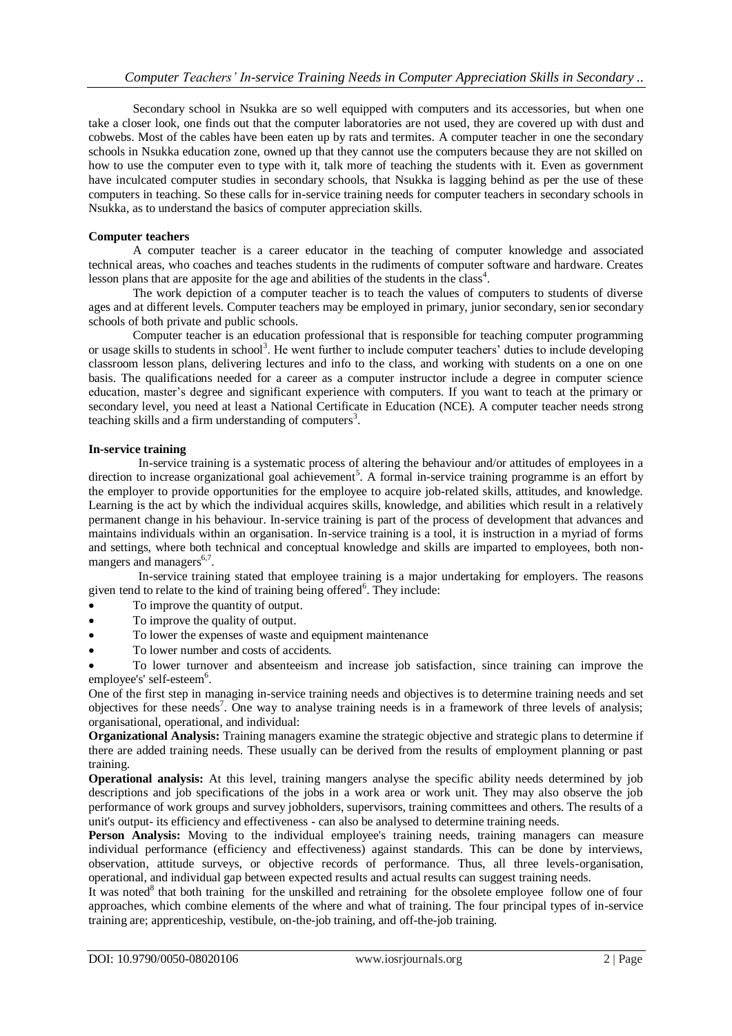Secondary school in Nsukka are so well equipped with computers and its accessories, but when one take a closer look, one finds out that the computer laboratories are not used, they are covered up with dust and cobwebs. Most of the cables have been eaten up by rats and termites. A computer teacher in one the secondary schools in Nsukka education zone, owned up that they cannot use the computers because they are not skilled on how to use the computer even to type with it, talk more of teaching the students with it. Even as government have inculcated computer studies in secondary schools, that Nsukka is lagging behind as per the use of these computers in teaching. So these calls for in-service training needs for computer teachers in secondary schools in Nsukka, as to understand the basics of computer appreciation skills.

**Computer teachers**

A computer teacher is a career educator in the teaching of computer knowledge and associated technical areas, who coaches and teaches students in the rudiments of computer software and hardware. Creates lesson plans that are apposite for the age and abilities of the students in the class[4].

The work depiction of a computer teacher is to teach the values of computers to students of diverse ages and at different levels. Computer teachers may be employed in primary, junior secondary, senior secondary schools of both private and public schools.

Computer teacher is an education professional that is responsible for teaching computer programming or usage skills to students in school[3]. He went further to include computer teachers' duties to include developing classroom lesson plans, delivering lectures and info to the class, and working with students on a one on one basis. The qualifications needed for a career as a computer instructor include a degree in computer science education, master's degree and significant experience with computers. If you want to teach at the primary or secondary level, you need at least a National Certificate in Education (NCE). A computer teacher needs strong teaching skills and a firm understanding of computers[3].

**In-service training**

In-service training is a systematic process of altering the behaviour and/or attitudes of employees in a direction to increase organizational goal achievement[5]. A formal in-service training programme is an effort by the employer to provide opportunities for the employee to acquire job-related skills, attitudes, and knowledge. Learning is the act by which the individual acquires skills, knowledge, and abilities which result in a relatively permanent change in his behaviour. In-service training is part of the process of development that advances and maintains individuals within an organisation. In-service training is a tool, it is instruction in a myriad of forms and settings, where both technical and conceptual knowledge and skills are imparted to employees, both non-mangers and managers[6,7].

In-service training stated that employee training is a major undertaking for employers. The reasons given tend to relate to the kind of training being offered[6]. They include:

- To improve the quantity of output.
- To improve the quality of output.
- To lower the expenses of waste and equipment maintenance
- To lower number and costs of accidents.
- To lower turnover and absenteeism and increase job satisfaction, since training can improve the employee's' self-esteem[6].

One of the first step in managing in-service training needs and objectives is to determine training needs and set objectives for these needs[7]. One way to analyse training needs is in a framework of three levels of analysis; organisational, operational, and individual:

**Organizational Analysis:** Training managers examine the strategic objective and strategic plans to determine if there are added training needs. These usually can be derived from the results of employment planning or past training.

**Operational analysis:** At this level, training mangers analyse the specific ability needs determined by job descriptions and job specifications of the jobs in a work area or work unit. They may also observe the job performance of work groups and survey jobholders, supervisors, training committees and others. The results of a unit's output- its efficiency and effectiveness - can also be analysed to determine training needs.

**Person Analysis:** Moving to the individual employee's training needs, training managers can measure individual performance (efficiency and effectiveness) against standards. This can be done by interviews, observation, attitude surveys, or objective records of performance. Thus, all three levels-organisation, operational, and individual gap between expected results and actual results can suggest training needs.

It was noted[8] that both training for the unskilled and retraining for the obsolete employee follow one of four approaches, which combine elements of the where and what of training. The four principal types of in-service training are; apprenticeship, vestibule, on-the-job training, and off-the-job training.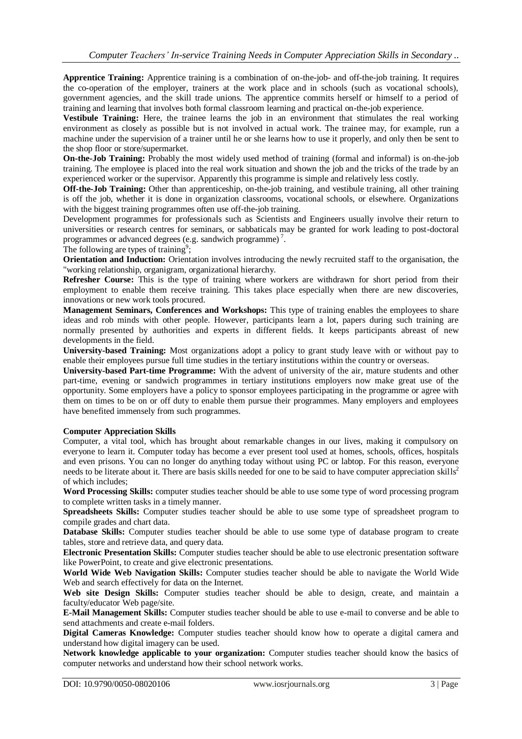**Apprentice Training:** Apprentice training is a combination of on-the-job- and off-the-job training. It requires the co-operation of the employer, trainers at the work place and in schools (such as vocational schools), government agencies, and the skill trade unions. The apprentice commits herself or himself to a period of training and learning that involves both formal classroom learning and practical on-the-job experience.

**Vestibule Training:** Here, the trainee learns the job in an environment that stimulates the real working environment as closely as possible but is not involved in actual work. The trainee may, for example, run a machine under the supervision of a trainer until he or she learns how to use it properly, and only then be sent to the shop floor or store/supermarket.

**On-the-Job Training:** Probably the most widely used method of training (formal and informal) is on-the-job training. The employee is placed into the real work situation and shown the job and the tricks of the trade by an experienced worker or the supervisor. Apparently this programme is simple and relatively less costly.

**Off-the-Job Training:** Other than apprenticeship, on-the-job training, and vestibule training, all other training is off the job, whether it is done in organization classrooms, vocational schools, or elsewhere. Organizations with the biggest training programmes often use off-the-job training.

Development programmes for professionals such as Scientists and Engineers usually involve their return to universities or research centres for seminars, or sabbaticals may be granted for work leading to post-doctoral programmes or advanced degrees (e.g. sandwich programme) [7].

The following are types of training[9];

**Orientation and Induction:** Orientation involves introducing the newly recruited staff to the organisation, the "working relationship, organigram, organizational hierarchy.

**Refresher Course:** This is the type of training where workers are withdrawn for short period from their employment to enable them receive training. This takes place especially when there are new discoveries, innovations or new work tools procured.

**Management Seminars, Conferences and Workshops:** This type of training enables the employees to share ideas and rob minds with other people. However, participants learn a lot, papers during such training are normally presented by authorities and experts in different fields. It keeps participants abreast of new developments in the field.

**University-based Training:** Most organizations adopt a policy to grant study leave with or without pay to enable their employees pursue full time studies in the tertiary institutions within the country or overseas.

**University-based Part-time Programme:** With the advent of university of the air, mature students and other part-time, evening or sandwich programmes in tertiary institutions employers now make great use of the opportunity. Some employers have a policy to sponsor employees participating in the programme or agree with them on times to be on or off duty to enable them pursue their programmes. Many employers and employees have benefited immensely from such programmes.

**Computer Appreciation Skills**

Computer, a vital tool, which has brought about remarkable changes in our lives, making it compulsory on everyone to learn it. Computer today has become a ever present tool used at homes, schools, offices, hospitals and even prisons. You can no longer do anything today without using PC or labtop. For this reason, everyone needs to be literate about it. There are basis skills needed for one to be said to have computer appreciation skills[2] of which includes;

**Word Processing Skills:** computer studies teacher should be able to use some type of word processing program to complete written tasks in a timely manner.

**Spreadsheets Skills:** Computer studies teacher should be able to use some type of spreadsheet program to compile grades and chart data.

**Database Skills:** Computer studies teacher should be able to use some type of database program to create tables, store and retrieve data, and query data.

**Electronic Presentation Skills:** Computer studies teacher should be able to use electronic presentation software like PowerPoint, to create and give electronic presentations.

**World Wide Web Navigation Skills:** Computer studies teacher should be able to navigate the World Wide Web and search effectively for data on the Internet.

**Web site Design Skills:** Computer studies teacher should be able to design, create, and maintain a faculty/educator Web page/site.

**E-Mail Management Skills:** Computer studies teacher should be able to use e-mail to converse and be able to send attachments and create e-mail folders.

**Digital Cameras Knowledge:** Computer studies teacher should know how to operate a digital camera and understand how digital imagery can be used.

**Network knowledge applicable to your organization:** Computer studies teacher should know the basics of computer networks and understand how their school network works.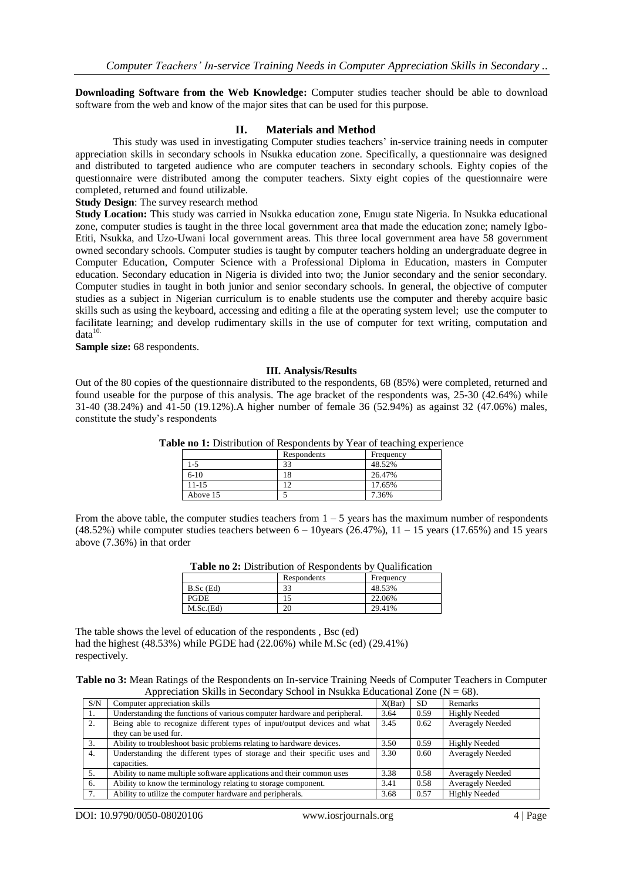**Downloading Software from the Web Knowledge:** Computer studies teacher should be able to download software from the web and know of the major sites that can be used for this purpose.

## II. Materials and Method

This study was used in investigating Computer studies teachers' in-service training needs in computer appreciation skills in secondary schools in Nsukka education zone. Specifically, a questionnaire was designed and distributed to targeted audience who are computer teachers in secondary schools. Eighty copies of the questionnaire were distributed among the computer teachers. Sixty eight copies of the questionnaire were completed, returned and found utilizable.

**Study Design**: The survey research method

**Study Location:** This study was carried in Nsukka education zone, Enugu state Nigeria. In Nsukka educational zone, computer studies is taught in the three local government area that made the education zone; namely Igbo-Etiti, Nsukka, and Uzo-Uwani local government areas. This three local government area have 58 government owned secondary schools. Computer studies is taught by computer teachers holding an undergraduate degree in Computer Education, Computer Science with a Professional Diploma in Education, masters in Computer education. Secondary education in Nigeria is divided into two; the Junior secondary and the senior secondary. Computer studies in taught in both junior and senior secondary schools. In general, the objective of computer studies as a subject in Nigerian curriculum is to enable students use the computer and thereby acquire basic skills such as using the keyboard, accessing and editing a file at the operating system level; use the computer to facilitate learning; and develop rudimentary skills in the use of computer for text writing, computation and data[10.]

**Sample size:** 68 respondents.

## III. Analysis/Results

Out of the 80 copies of the questionnaire distributed to the respondents, 68 (85%) were completed, returned and found useable for the purpose of this analysis. The age bracket of the respondents was, 25-30 (42.64%) while 31-40 (38.24%) and 41-50 (19.12%).A higher number of female 36 (52.94%) as against 32 (47.06%) males, constitute the study's respondents

**Table no 1:** Distribution of Respondents by Year of teaching experience

| | Respondents | Frequency |
|---|---|---|
| 1-5 | 33 | 48.52% |
| 6-10 | 18 | 26.47% |
| 11-15 | 12 | 17.65% |
| Above 15 | 5 | 7.36% |

From the above table, the computer studies teachers from 1 – 5 years has the maximum number of respondents (48.52%) while computer studies teachers between 6 – 10years (26.47%), 11 – 15 years (17.65%) and 15 years above (7.36%) in that order

**Table no 2:** Distribution of Respondents by Qualification

| | Respondents | Frequency |
|---|---|---|
| B.Sc (Ed) | 33 | 48.53% |
| PGDE | 15 | 22.06% |
| M.Sc.(Ed) | 20 | 29.41% |

The table shows the level of education of the respondents , Bsc (ed)
had the highest (48.53%) while PGDE had (22.06%) while M.Sc (ed) (29.41%)
respectively.

**Table no 3:** Mean Ratings of the Respondents on In-service Training Needs of Computer Teachers in Computer Appreciation Skills in Secondary School in Nsukka Educational Zone (N = 68).

| S/N | Computer appreciation skills | X(Bar) | SD | Remarks |
|---|---|---|---|---|
| 1. | Understanding the functions of various computer hardware and peripheral. | 3.64 | 0.59 | Highly Needed |
| 2. | Being able to recognize different types of input/output devices and what they can be used for. | 3.45 | 0.62 | Averagely Needed |
| 3. | Ability to troubleshoot basic problems relating to hardware devices. | 3.50 | 0.59 | Highly Needed |
| 4. | Understanding the different types of storage and their specific uses and capacities. | 3.30 | 0.60 | Averagely Needed |
| 5. | Ability to name multiple software applications and their common uses | 3.38 | 0.58 | Averagely Needed |
| 6. | Ability to know the terminology relating to storage component. | 3.41 | 0.58 | Averagely Needed |
| 7. | Ability to utilize the computer hardware and peripherals. | 3.68 | 0.57 | Highly Needed |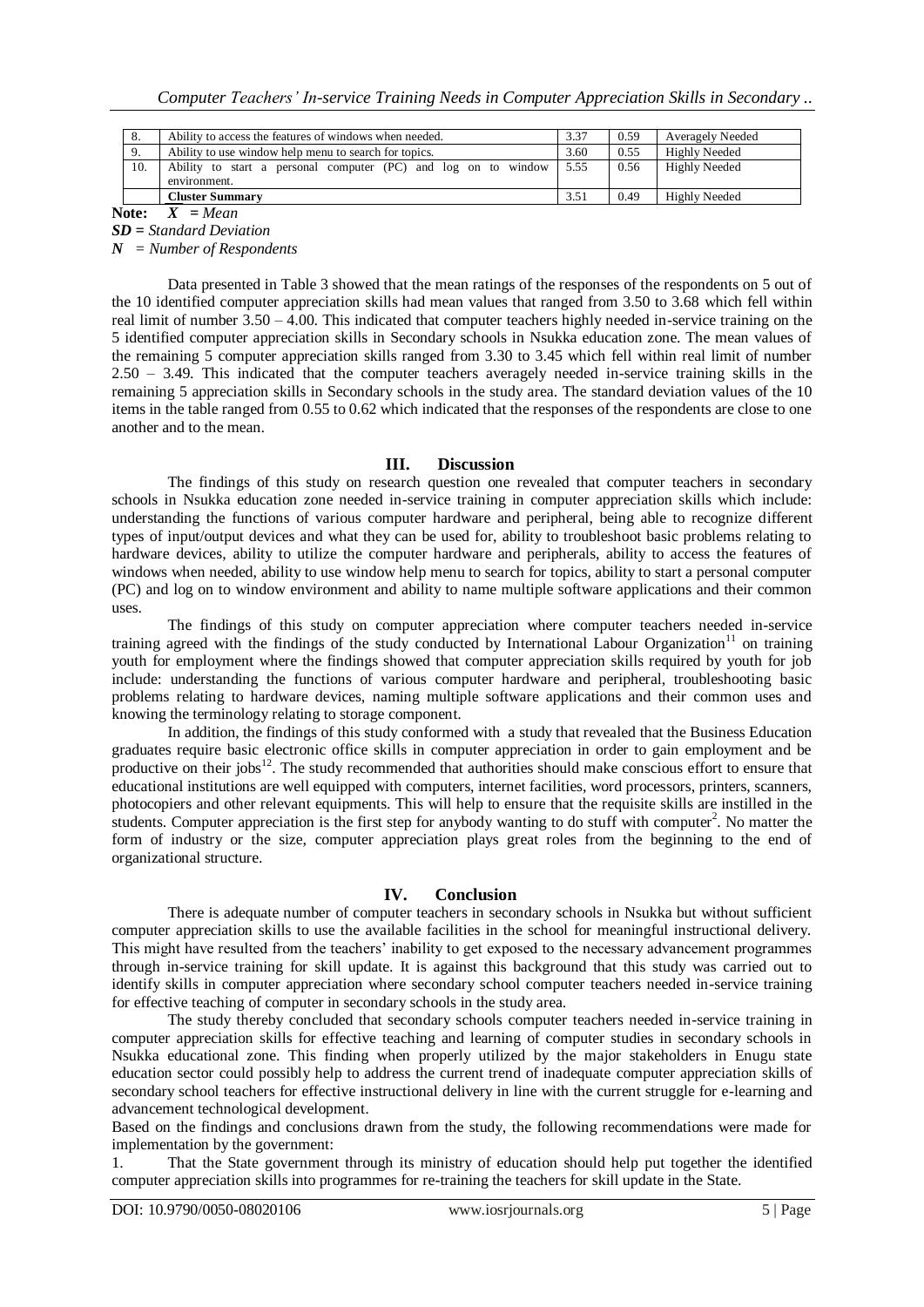| 8. | Ability to access the features of windows when needed. | 3.37 | 0.59 | Averagely Needed |
|---|---|---|---|---|
| 9. | Ability to use window help menu to search for topics. | 3.60 | 0.55 | Highly Needed |
| 10. | Ability to start a personal computer (PC) and log on to window environment. | 5.55 | 0.56 | Highly Needed |
| | **Cluster Summary** | 3.51 | 0.49 | Highly Needed |

**Note:** $\bar{X}$ = *Mean*

***SD*** = *Standard Deviation*

***N*** = *Number of Respondents*

Data presented in Table 3 showed that the mean ratings of the responses of the respondents on 5 out of the 10 identified computer appreciation skills had mean values that ranged from 3.50 to 3.68 which fell within real limit of number 3.50 – 4.00. This indicated that computer teachers highly needed in-service training on the 5 identified computer appreciation skills in Secondary schools in Nsukka education zone. The mean values of the remaining 5 computer appreciation skills ranged from 3.30 to 3.45 which fell within real limit of number 2.50 – 3.49. This indicated that the computer teachers averagely needed in-service training skills in the remaining 5 appreciation skills in Secondary schools in the study area. The standard deviation values of the 10 items in the table ranged from 0.55 to 0.62 which indicated that the responses of the respondents are close to one another and to the mean.

## III. Discussion

The findings of this study on research question one revealed that computer teachers in secondary schools in Nsukka education zone needed in-service training in computer appreciation skills which include: understanding the functions of various computer hardware and peripheral, being able to recognize different types of input/output devices and what they can be used for, ability to troubleshoot basic problems relating to hardware devices, ability to utilize the computer hardware and peripherals, ability to access the features of windows when needed, ability to use window help menu to search for topics, ability to start a personal computer (PC) and log on to window environment and ability to name multiple software applications and their common uses.

The findings of this study on computer appreciation where computer teachers needed in-service training agreed with the findings of the study conducted by International Labour Organization[11] on training youth for employment where the findings showed that computer appreciation skills required by youth for job include: understanding the functions of various computer hardware and peripheral, troubleshooting basic problems relating to hardware devices, naming multiple software applications and their common uses and knowing the terminology relating to storage component.

In addition, the findings of this study conformed with a study that revealed that the Business Education graduates require basic electronic office skills in computer appreciation in order to gain employment and be productive on their jobs[12]. The study recommended that authorities should make conscious effort to ensure that educational institutions are well equipped with computers, internet facilities, word processors, printers, scanners, photocopiers and other relevant equipments. This will help to ensure that the requisite skills are instilled in the students. Computer appreciation is the first step for anybody wanting to do stuff with computer[2]. No matter the form of industry or the size, computer appreciation plays great roles from the beginning to the end of organizational structure.

## IV. Conclusion

There is adequate number of computer teachers in secondary schools in Nsukka but without sufficient computer appreciation skills to use the available facilities in the school for meaningful instructional delivery. This might have resulted from the teachers' inability to get exposed to the necessary advancement programmes through in-service training for skill update. It is against this background that this study was carried out to identify skills in computer appreciation where secondary school computer teachers needed in-service training for effective teaching of computer in secondary schools in the study area.

The study thereby concluded that secondary schools computer teachers needed in-service training in computer appreciation skills for effective teaching and learning of computer studies in secondary schools in Nsukka educational zone. This finding when properly utilized by the major stakeholders in Enugu state education sector could possibly help to address the current trend of inadequate computer appreciation skills of secondary school teachers for effective instructional delivery in line with the current struggle for e-learning and advancement technological development.

Based on the findings and conclusions drawn from the study, the following recommendations were made for implementation by the government:

1. That the State government through its ministry of education should help put together the identified computer appreciation skills into programmes for re-training the teachers for skill update in the State.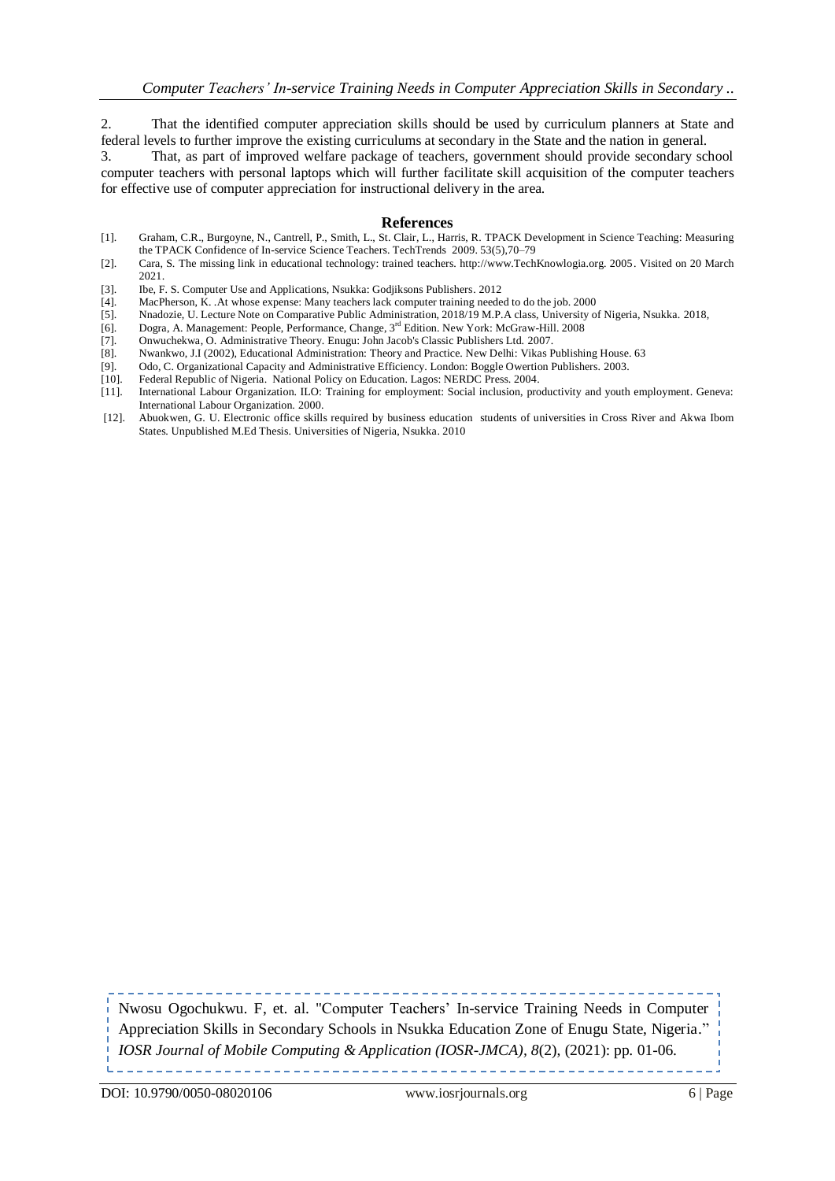2. That the identified computer appreciation skills should be used by curriculum planners at State and federal levels to further improve the existing curriculums at secondary in the State and the nation in general.

3. That, as part of improved welfare package of teachers, government should provide secondary school computer teachers with personal laptops which will further facilitate skill acquisition of the computer teachers for effective use of computer appreciation for instructional delivery in the area.

## References

[1]. Graham, C.R., Burgoyne, N., Cantrell, P., Smith, L., St. Clair, L., Harris, R. TPACK Development in Science Teaching: Measuring the TPACK Confidence of In-service Science Teachers. TechTrends 2009. 53(5),70–79

[2]. Cara, S. The missing link in educational technology: trained teachers. http://www.TechKnowlogia.org. 2005. Visited on 20 March 2021.

[3]. Ibe, F. S. Computer Use and Applications, Nsukka: Godjiksons Publishers. 2012

[4]. MacPherson, K. .At whose expense: Many teachers lack computer training needed to do the job. 2000

[5]. Nnadozie, U. Lecture Note on Comparative Public Administration, 2018/19 M.P.A class, University of Nigeria, Nsukka. 2018,

[6]. Dogra, A. Management: People, Performance, Change, 3rd Edition. New York: McGraw-Hill. 2008

[7]. Onwuchekwa, O. Administrative Theory. Enugu: John Jacob's Classic Publishers Ltd. 2007.

[8]. Nwankwo, J.I (2002), Educational Administration: Theory and Practice. New Delhi: Vikas Publishing House. 63

[9]. Odo, C. Organizational Capacity and Administrative Efficiency. London: Boggle Owertion Publishers. 2003.

[10]. Federal Republic of Nigeria. National Policy on Education. Lagos: NERDC Press. 2004.

[11]. International Labour Organization. ILO: Training for employment: Social inclusion, productivity and youth employment. Geneva: International Labour Organization. 2000.

[12]. Abuokwen, G. U. Electronic office skills required by business education students of universities in Cross River and Akwa Ibom States. Unpublished M.Ed Thesis. Universities of Nigeria, Nsukka. 2010

Nwosu Ogochukwu. F, et. al. "Computer Teachers' In-service Training Needs in Computer Appreciation Skills in Secondary Schools in Nsukka Education Zone of Enugu State, Nigeria." *IOSR Journal of Mobile Computing & Application (IOSR-JMCA)*, *8*(2), (2021): pp. 01-06.